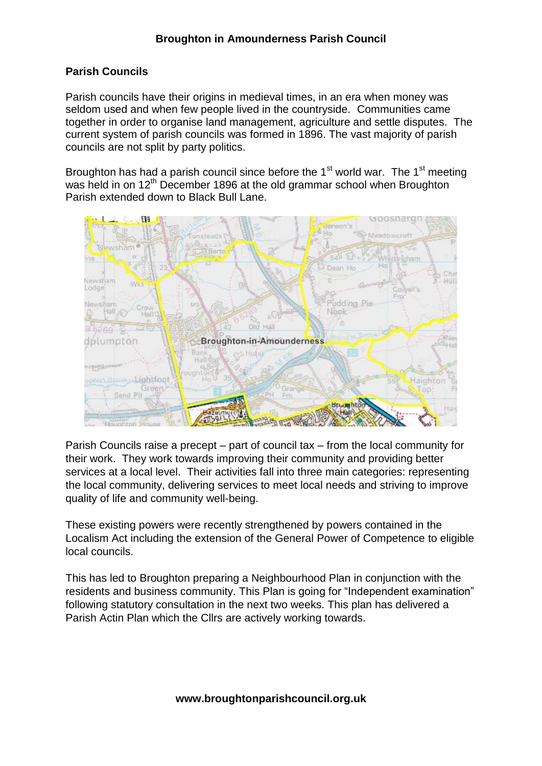# Broughton in Amounderness Parish Council

## Parish Councils

Parish councils have their origins in medieval times, in an era when money was seldom used and when few people lived in the countryside. Communities came together in order to organise land management, agriculture and settle disputes. The current system of parish councils was formed in 1896. The vast majority of parish councils are not split by party politics.

Broughton has had a parish council since before the 1st world war. The 1st meeting was held in on 12th December 1896 at the old grammar school when Broughton Parish extended down to Black Bull Lane.

Parish Councils raise a precept – part of council tax – from the local community for their work. They work towards improving their community and providing better services at a local level. Their activities fall into three main categories: representing the local community, delivering services to meet local needs and striving to improve quality of life and community well-being.

These existing powers were recently strengthened by powers contained in the Localism Act including the extension of the General Power of Competence to eligible local councils.

This has led to Broughton preparing a Neighbourhood Plan in conjunction with the residents and business community. This Plan is going for "Independent examination" following statutory consultation in the next two weeks. This plan has delivered a Parish Actin Plan which the Cllrs are actively working towards.

**www.broughtonparishcouncil.org.uk**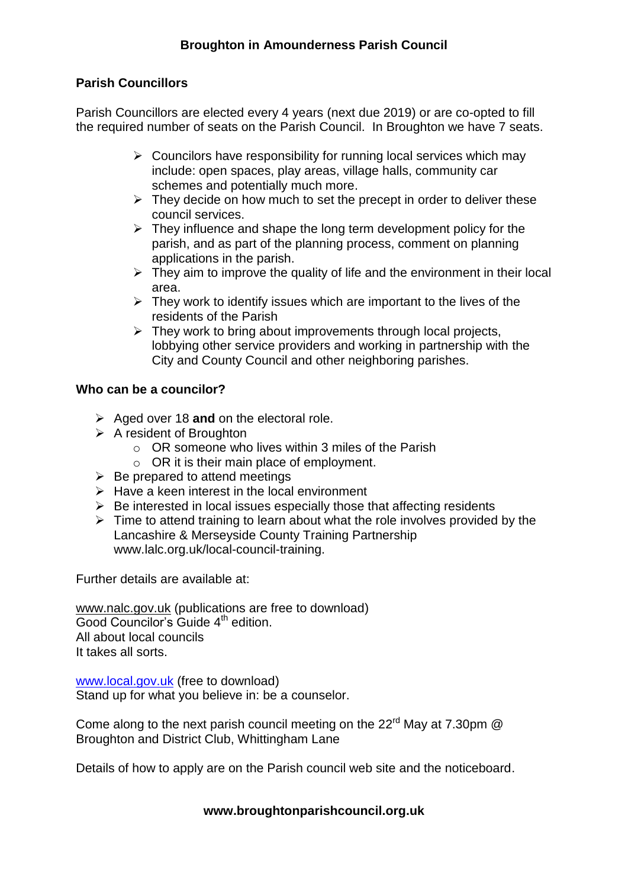# Broughton in Amounderness Parish Council

## Parish Councillors

Parish Councillors are elected every 4 years (next due 2019) or are co-opted to fill the required number of seats on the Parish Council. In Broughton we have 7 seats.

- Councilors have responsibility for running local services which may include: open spaces, play areas, village halls, community car schemes and potentially much more.
- They decide on how much to set the precept in order to deliver these council services.
- They influence and shape the long term development policy for the parish, and as part of the planning process, comment on planning applications in the parish.
- They aim to improve the quality of life and the environment in their local area.
- They work to identify issues which are important to the lives of the residents of the Parish
- They work to bring about improvements through local projects, lobbying other service providers and working in partnership with the City and County Council and other neighboring parishes.

## Who can be a councilor?

- Aged over 18 **and** on the electoral role.
- A resident of Broughton
  - OR someone who lives within 3 miles of the Parish
  - OR it is their main place of employment.
- Be prepared to attend meetings
- Have a keen interest in the local environment
- Be interested in local issues especially those that affecting residents
- Time to attend training to learn about what the role involves provided by the Lancashire & Merseyside County Training Partnership www.lalc.org.uk/local-council-training.

Further details are available at:

www.nalc.gov.uk (publications are free to download)
Good Councilor's Guide 4th edition.
All about local councils
It takes all sorts.

www.local.gov.uk (free to download)
Stand up for what you believe in: be a counselor.

Come along to the next parish council meeting on the 22rd May at 7.30pm @ Broughton and District Club, Whittingham Lane

Details of how to apply are on the Parish council web site and the noticeboard.

**www.broughtonparishcouncil.org.uk**